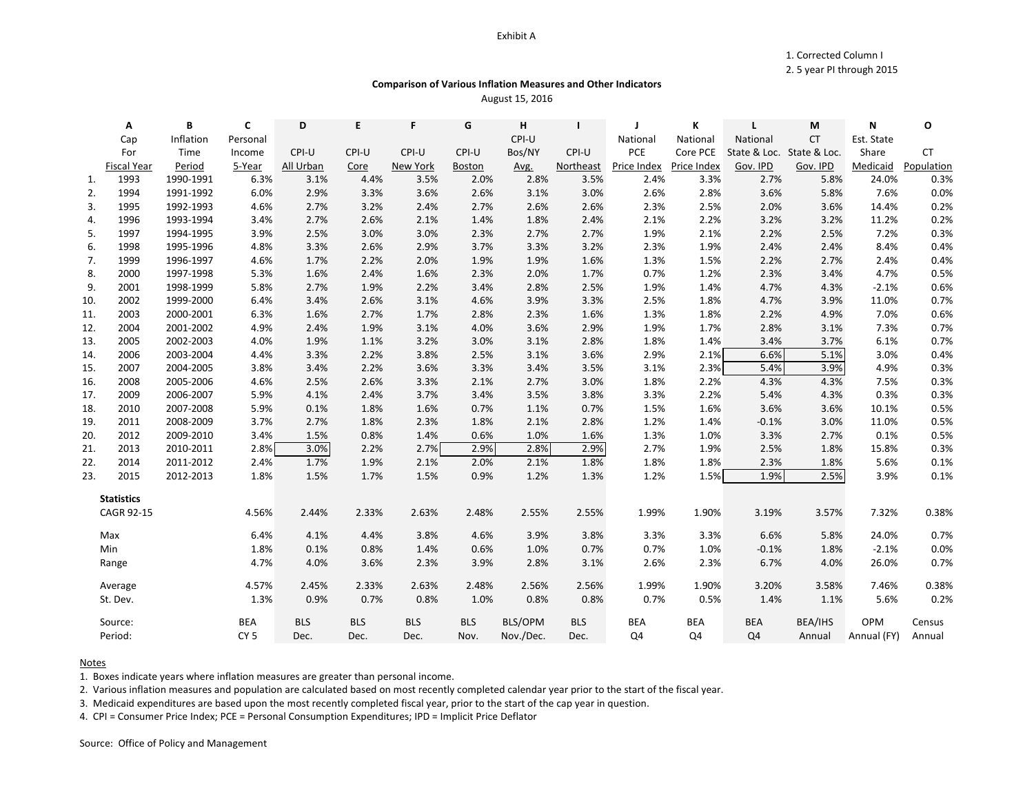Exhibit A

1. Corrected Column I
2. 5 year PI through 2015

**Comparison of Various Inflation Measures and Other Indicators**

August 15, 2016

| | A | B | C | D | E | F | G | H | I | J | K | L | M | N | O |
|---|---|---|---|---|---|---|---|---|---|---|---|---|---|---|---|
| | Cap For Fiscal Year | Inflation Time Period | Personal Income 5-Year | CPI-U All Urban | CPI-U Core | CPI-U New York | CPI-U Boston | CPI-U Bos/NY Avg. | CPI-U Northeast | National PCE Price Index | National Core PCE Price Index | National State & Loc. Gov. IPD | CT State & Loc. Gov. IPD | Est. State Share Medicaid | CT Population |
| 1. | 1993 | 1990-1991 | 6.3% | 3.1% | 4.4% | 3.5% | 2.0% | 2.8% | 3.5% | 2.4% | 3.3% | 2.7% | 5.8% | 24.0% | 0.3% |
| 2. | 1994 | 1991-1992 | 6.0% | 2.9% | 3.3% | 3.6% | 2.6% | 3.1% | 3.0% | 2.6% | 2.8% | 3.6% | 5.8% | 7.6% | 0.0% |
| 3. | 1995 | 1992-1993 | 4.6% | 2.7% | 3.2% | 2.4% | 2.7% | 2.6% | 2.6% | 2.3% | 2.5% | 2.0% | 3.6% | 14.4% | 0.2% |
| 4. | 1996 | 1993-1994 | 3.4% | 2.7% | 2.6% | 2.1% | 1.4% | 1.8% | 2.4% | 2.1% | 2.2% | 3.2% | 3.2% | 11.2% | 0.2% |
| 5. | 1997 | 1994-1995 | 3.9% | 2.5% | 3.0% | 3.0% | 2.3% | 2.7% | 2.7% | 1.9% | 2.1% | 2.2% | 2.5% | 7.2% | 0.3% |
| 6. | 1998 | 1995-1996 | 4.8% | 3.3% | 2.6% | 2.9% | 3.7% | 3.3% | 3.2% | 2.3% | 1.9% | 2.4% | 2.4% | 8.4% | 0.4% |
| 7. | 1999 | 1996-1997 | 4.6% | 1.7% | 2.2% | 2.0% | 1.9% | 1.9% | 1.6% | 1.3% | 1.5% | 2.2% | 2.7% | 2.4% | 0.4% |
| 8. | 2000 | 1997-1998 | 5.3% | 1.6% | 2.4% | 1.6% | 2.3% | 2.0% | 1.7% | 0.7% | 1.2% | 2.3% | 3.4% | 4.7% | 0.5% |
| 9. | 2001 | 1998-1999 | 5.8% | 2.7% | 1.9% | 2.2% | 3.4% | 2.8% | 2.5% | 1.9% | 1.4% | 4.7% | 4.3% | -2.1% | 0.6% |
| 10. | 2002 | 1999-2000 | 6.4% | 3.4% | 2.6% | 3.1% | 4.6% | 3.9% | 3.3% | 2.5% | 1.8% | 4.7% | 3.9% | 11.0% | 0.7% |
| 11. | 2003 | 2000-2001 | 6.3% | 1.6% | 2.7% | 1.7% | 2.8% | 2.3% | 1.6% | 1.3% | 1.8% | 2.2% | 4.9% | 7.0% | 0.6% |
| 12. | 2004 | 2001-2002 | 4.9% | 2.4% | 1.9% | 3.1% | 4.0% | 3.6% | 2.9% | 1.9% | 1.7% | 2.8% | 3.1% | 7.3% | 0.7% |
| 13. | 2005 | 2002-2003 | 4.0% | 1.9% | 1.1% | 3.2% | 3.0% | 3.1% | 2.8% | 1.8% | 1.4% | 3.4% | 3.7% | 6.1% | 0.7% |
| 14. | 2006 | 2003-2004 | 4.4% | 3.3% | 2.2% | 3.8% | 2.5% | 3.1% | 3.6% | 2.9% | 2.1% | 6.6% | 5.1% | 3.0% | 0.4% |
| 15. | 2007 | 2004-2005 | 3.8% | 3.4% | 2.2% | 3.6% | 3.3% | 3.4% | 3.5% | 3.1% | 2.3% | 5.4% | 3.9% | 4.9% | 0.3% |
| 16. | 2008 | 2005-2006 | 4.6% | 2.5% | 2.6% | 3.3% | 2.1% | 2.7% | 3.0% | 1.8% | 2.2% | 4.3% | 4.3% | 7.5% | 0.3% |
| 17. | 2009 | 2006-2007 | 5.9% | 4.1% | 2.4% | 3.7% | 3.4% | 3.5% | 3.8% | 3.3% | 2.2% | 5.4% | 4.3% | 0.3% | 0.3% |
| 18. | 2010 | 2007-2008 | 5.9% | 0.1% | 1.8% | 1.6% | 0.7% | 1.1% | 0.7% | 1.5% | 1.6% | 3.6% | 3.6% | 10.1% | 0.5% |
| 19. | 2011 | 2008-2009 | 3.7% | 2.7% | 1.8% | 2.3% | 1.8% | 2.1% | 2.8% | 1.2% | 1.4% | -0.1% | 3.0% | 11.0% | 0.5% |
| 20. | 2012 | 2009-2010 | 3.4% | 1.5% | 0.8% | 1.4% | 0.6% | 1.0% | 1.6% | 1.3% | 1.0% | 3.3% | 2.7% | 0.1% | 0.5% |
| 21. | 2013 | 2010-2011 | 2.8% | 3.0% | 2.2% | 2.7% | 2.9% | 2.8% | 2.9% | 2.7% | 1.9% | 2.5% | 1.8% | 15.8% | 0.3% |
| 22. | 2014 | 2011-2012 | 2.4% | 1.7% | 1.9% | 2.1% | 2.0% | 2.1% | 1.8% | 1.8% | 1.8% | 2.3% | 1.8% | 5.6% | 0.1% |
| 23. | 2015 | 2012-2013 | 1.8% | 1.5% | 1.7% | 1.5% | 0.9% | 1.2% | 1.3% | 1.2% | 1.5% | 1.9% | 2.5% | 3.9% | 0.1% |
| | **Statistics** | | | | | | | | | | | | | | |
| | CAGR 92-15 | | 4.56% | 2.44% | 2.33% | 2.63% | 2.48% | 2.55% | 2.55% | 1.99% | 1.90% | 3.19% | 3.57% | 7.32% | 0.38% |
| | Max | | 6.4% | 4.1% | 4.4% | 3.8% | 4.6% | 3.9% | 3.8% | 3.3% | 3.3% | 6.6% | 5.8% | 24.0% | 0.7% |
| | Min | | 1.8% | 0.1% | 0.8% | 1.4% | 0.6% | 1.0% | 0.7% | 0.7% | 1.0% | -0.1% | 1.8% | -2.1% | 0.0% |
| | Range | | 4.7% | 4.0% | 3.6% | 2.3% | 3.9% | 2.8% | 3.1% | 2.6% | 2.3% | 6.7% | 4.0% | 26.0% | 0.7% |
| | Average | | 4.57% | 2.45% | 2.33% | 2.63% | 2.48% | 2.56% | 2.56% | 1.99% | 1.90% | 3.20% | 3.58% | 7.46% | 0.38% |
| | St. Dev. | | 1.3% | 0.9% | 0.7% | 0.8% | 1.0% | 0.8% | 0.8% | 0.7% | 0.5% | 1.4% | 1.1% | 5.6% | 0.2% |
| | Source: | | BEA | BLS | BLS | BLS | BLS | BLS/OPM | BLS | BEA | BEA | BEA | BEA/IHS | OPM | Census |
| | Period: | | CY 5 | Dec. | Dec. | Dec. | Nov. | Nov./Dec. | Dec. | Q4 | Q4 | Q4 | Annual | Annual (FY) | Annual |

Notes

1. Boxes indicate years where inflation measures are greater than personal income.
2. Various inflation measures and population are calculated based on most recently completed calendar year prior to the start of the fiscal year.
3. Medicaid expenditures are based upon the most recently completed fiscal year, prior to the start of the cap year in question.
4. CPI = Consumer Price Index; PCE = Personal Consumption Expenditures; IPD = Implicit Price Deflator

Source: Office of Policy and Management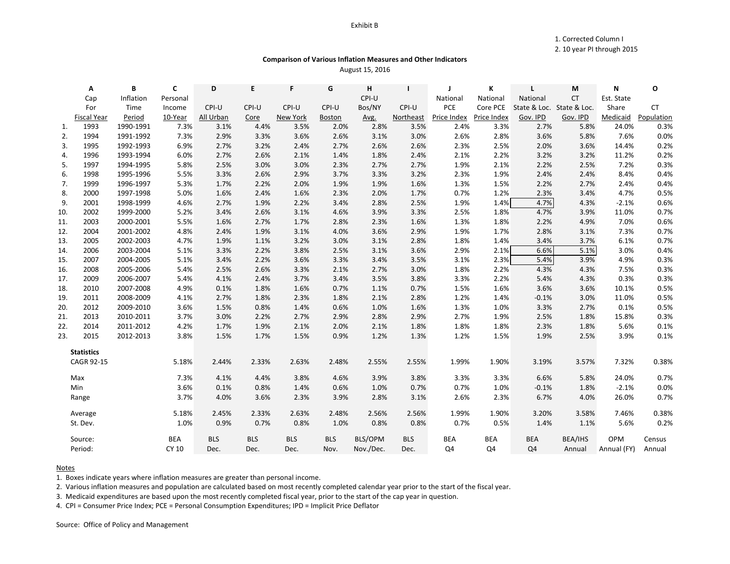Exhibit B

1. Corrected Column I
2. 10 year PI through 2015

**Comparison of Various Inflation Measures and Other Indicators**

August 15, 2016

| | A | B | C | D | E | F | G | H | I | J | K | L | M | N | O |
|---|---|---|---|---|---|---|---|---|---|---|---|---|---|---|---|
| | Cap For Fiscal Year | Inflation Time Period | Personal Income 10-Year | CPI-U All Urban | CPI-U Core | CPI-U New York | CPI-U Boston | CPI-U Bos/NY Avg. | CPI-U Northeast | National PCE Price Index | National Core PCE Price Index | National State & Loc. Gov. IPD | CT State & Loc. Gov. IPD | Est. State Share Medicaid | CT Population |
| 1. | 1993 | 1990-1991 | 7.3% | 3.1% | 4.4% | 3.5% | 2.0% | 2.8% | 3.5% | 2.4% | 3.3% | 2.7% | 5.8% | 24.0% | 0.3% |
| 2. | 1994 | 1991-1992 | 7.3% | 2.9% | 3.3% | 3.6% | 2.6% | 3.1% | 3.0% | 2.6% | 2.8% | 3.6% | 5.8% | 7.6% | 0.0% |
| 3. | 1995 | 1992-1993 | 6.9% | 2.7% | 3.2% | 2.4% | 2.7% | 2.6% | 2.6% | 2.3% | 2.5% | 2.0% | 3.6% | 14.4% | 0.2% |
| 4. | 1996 | 1993-1994 | 6.0% | 2.7% | 2.6% | 2.1% | 1.4% | 1.8% | 2.4% | 2.1% | 2.2% | 3.2% | 3.2% | 11.2% | 0.2% |
| 5. | 1997 | 1994-1995 | 5.8% | 2.5% | 3.0% | 3.0% | 2.3% | 2.7% | 2.7% | 1.9% | 2.1% | 2.2% | 2.5% | 7.2% | 0.3% |
| 6. | 1998 | 1995-1996 | 5.5% | 3.3% | 2.6% | 2.9% | 3.7% | 3.3% | 3.2% | 2.3% | 1.9% | 2.4% | 2.4% | 8.4% | 0.4% |
| 7. | 1999 | 1996-1997 | 5.3% | 1.7% | 2.2% | 2.0% | 1.9% | 1.9% | 1.6% | 1.3% | 1.5% | 2.2% | 2.7% | 2.4% | 0.4% |
| 8. | 2000 | 1997-1998 | 5.0% | 1.6% | 2.4% | 1.6% | 2.3% | 2.0% | 1.7% | 0.7% | 1.2% | 2.3% | 3.4% | 4.7% | 0.5% |
| 9. | 2001 | 1998-1999 | 4.6% | 2.7% | 1.9% | 2.2% | 3.4% | 2.8% | 2.5% | 1.9% | 1.4% | 4.7% | 4.3% | -2.1% | 0.6% |
| 10. | 2002 | 1999-2000 | 5.2% | 3.4% | 2.6% | 3.1% | 4.6% | 3.9% | 3.3% | 2.5% | 1.8% | 4.7% | 3.9% | 11.0% | 0.7% |
| 11. | 2003 | 2000-2001 | 5.5% | 1.6% | 2.7% | 1.7% | 2.8% | 2.3% | 1.6% | 1.3% | 1.8% | 2.2% | 4.9% | 7.0% | 0.6% |
| 12. | 2004 | 2001-2002 | 4.8% | 2.4% | 1.9% | 3.1% | 4.0% | 3.6% | 2.9% | 1.9% | 1.7% | 2.8% | 3.1% | 7.3% | 0.7% |
| 13. | 2005 | 2002-2003 | 4.7% | 1.9% | 1.1% | 3.2% | 3.0% | 3.1% | 2.8% | 1.8% | 1.4% | 3.4% | 3.7% | 6.1% | 0.7% |
| 14. | 2006 | 2003-2004 | 5.1% | 3.3% | 2.2% | 3.8% | 2.5% | 3.1% | 3.6% | 2.9% | 2.1% | 6.6% | 5.1% | 3.0% | 0.4% |
| 15. | 2007 | 2004-2005 | 5.1% | 3.4% | 2.2% | 3.6% | 3.3% | 3.4% | 3.5% | 3.1% | 2.3% | 5.4% | 3.9% | 4.9% | 0.3% |
| 16. | 2008 | 2005-2006 | 5.4% | 2.5% | 2.6% | 3.3% | 2.1% | 2.7% | 3.0% | 1.8% | 2.2% | 4.3% | 4.3% | 7.5% | 0.3% |
| 17. | 2009 | 2006-2007 | 5.4% | 4.1% | 2.4% | 3.7% | 3.4% | 3.5% | 3.8% | 3.3% | 2.2% | 5.4% | 4.3% | 0.3% | 0.3% |
| 18. | 2010 | 2007-2008 | 4.9% | 0.1% | 1.8% | 1.6% | 0.7% | 1.1% | 0.7% | 1.5% | 1.6% | 3.6% | 3.6% | 10.1% | 0.5% |
| 19. | 2011 | 2008-2009 | 4.1% | 2.7% | 1.8% | 2.3% | 1.8% | 2.1% | 2.8% | 1.2% | 1.4% | -0.1% | 3.0% | 11.0% | 0.5% |
| 20. | 2012 | 2009-2010 | 3.6% | 1.5% | 0.8% | 1.4% | 0.6% | 1.0% | 1.6% | 1.3% | 1.0% | 3.3% | 2.7% | 0.1% | 0.5% |
| 21. | 2013 | 2010-2011 | 3.7% | 3.0% | 2.2% | 2.7% | 2.9% | 2.8% | 2.9% | 2.7% | 1.9% | 2.5% | 1.8% | 15.8% | 0.3% |
| 22. | 2014 | 2011-2012 | 4.2% | 1.7% | 1.9% | 2.1% | 2.0% | 2.1% | 1.8% | 1.8% | 1.8% | 2.3% | 1.8% | 5.6% | 0.1% |
| 23. | 2015 | 2012-2013 | 3.8% | 1.5% | 1.7% | 1.5% | 0.9% | 1.2% | 1.3% | 1.2% | 1.5% | 1.9% | 2.5% | 3.9% | 0.1% |
| | **Statistics** | | | | | | | | | | | | | | |
| | CAGR 92-15 | | 5.18% | 2.44% | 2.33% | 2.63% | 2.48% | 2.55% | 2.55% | 1.99% | 1.90% | 3.19% | 3.57% | 7.32% | 0.38% |
| | Max | | 7.3% | 4.1% | 4.4% | 3.8% | 4.6% | 3.9% | 3.8% | 3.3% | 3.3% | 6.6% | 5.8% | 24.0% | 0.7% |
| | Min | | 3.6% | 0.1% | 0.8% | 1.4% | 0.6% | 1.0% | 0.7% | 0.7% | 1.0% | -0.1% | 1.8% | -2.1% | 0.0% |
| | Range | | 3.7% | 4.0% | 3.6% | 2.3% | 3.9% | 2.8% | 3.1% | 2.6% | 2.3% | 6.7% | 4.0% | 26.0% | 0.7% |
| | Average | | 5.18% | 2.45% | 2.33% | 2.63% | 2.48% | 2.56% | 2.56% | 1.99% | 1.90% | 3.20% | 3.58% | 7.46% | 0.38% |
| | St. Dev. | | 1.0% | 0.9% | 0.7% | 0.8% | 1.0% | 0.8% | 0.8% | 0.7% | 0.5% | 1.4% | 1.1% | 5.6% | 0.2% |
| | Source: | | BEA | BLS | BLS | BLS | BLS | BLS/OPM | BLS | BEA | BEA | BEA | BEA/IHS | OPM | Census |
| | Period: | | CY 10 | Dec. | Dec. | Dec. | Nov. | Nov./Dec. | Dec. | Q4 | Q4 | Q4 | Annual | Annual (FY) | Annual |

Notes

1. Boxes indicate years where inflation measures are greater than personal income.
2. Various inflation measures and population are calculated based on most recently completed calendar year prior to the start of the fiscal year.
3. Medicaid expenditures are based upon the most recently completed fiscal year, prior to the start of the cap year in question.
4. CPI = Consumer Price Index; PCE = Personal Consumption Expenditures; IPD = Implicit Price Deflator

Source: Office of Policy and Management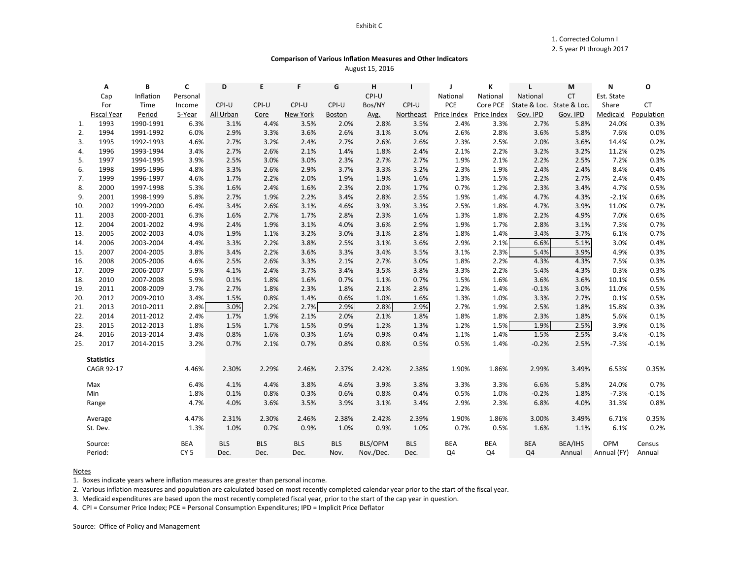Exhibit C

1. Corrected Column I
2. 5 year PI through 2017

**Comparison of Various Inflation Measures and Other Indicators**
August 15, 2016

| | A | B | C | D | E | F | G | H | I | J | K | L | M | N | O |
|---|---|---|---|---|---|---|---|---|---|---|---|---|---|---|---|
| | Cap For Fiscal Year | Inflation Time Period | Personal Income 5-Year | CPI-U All Urban | CPI-U Core | CPI-U New York | CPI-U Boston | CPI-U Bos/NY Avg. | CPI-U Northeast | National PCE Price Index | National Core PCE Price Index | National State & Loc. Gov. IPD | CT State & Loc. Gov. IPD | Est. State Share Medicaid | CT Population |
| 1. | 1993 | 1990-1991 | 6.3% | 3.1% | 4.4% | 3.5% | 2.0% | 2.8% | 3.5% | 2.4% | 3.3% | 2.7% | 5.8% | 24.0% | 0.3% |
| 2. | 1994 | 1991-1992 | 6.0% | 2.9% | 3.3% | 3.6% | 2.6% | 3.1% | 3.0% | 2.6% | 2.8% | 3.6% | 5.8% | 7.6% | 0.0% |
| 3. | 1995 | 1992-1993 | 4.6% | 2.7% | 3.2% | 2.4% | 2.7% | 2.6% | 2.6% | 2.3% | 2.5% | 2.0% | 3.6% | 14.4% | 0.2% |
| 4. | 1996 | 1993-1994 | 3.4% | 2.7% | 2.6% | 2.1% | 1.4% | 1.8% | 2.4% | 2.1% | 2.2% | 3.2% | 3.2% | 11.2% | 0.2% |
| 5. | 1997 | 1994-1995 | 3.9% | 2.5% | 3.0% | 3.0% | 2.3% | 2.7% | 2.7% | 1.9% | 2.1% | 2.2% | 2.5% | 7.2% | 0.3% |
| 6. | 1998 | 1995-1996 | 4.8% | 3.3% | 2.6% | 2.9% | 3.7% | 3.3% | 3.2% | 2.3% | 1.9% | 2.4% | 2.4% | 8.4% | 0.4% |
| 7. | 1999 | 1996-1997 | 4.6% | 1.7% | 2.2% | 2.0% | 1.9% | 1.9% | 1.6% | 1.3% | 1.5% | 2.2% | 2.7% | 2.4% | 0.4% |
| 8. | 2000 | 1997-1998 | 5.3% | 1.6% | 2.4% | 1.6% | 2.3% | 2.0% | 1.7% | 0.7% | 1.2% | 2.3% | 3.4% | 4.7% | 0.5% |
| 9. | 2001 | 1998-1999 | 5.8% | 2.7% | 1.9% | 2.2% | 3.4% | 2.8% | 2.5% | 1.9% | 1.4% | 4.7% | 4.3% | -2.1% | 0.6% |
| 10. | 2002 | 1999-2000 | 6.4% | 3.4% | 2.6% | 3.1% | 4.6% | 3.9% | 3.3% | 2.5% | 1.8% | 4.7% | 3.9% | 11.0% | 0.7% |
| 11. | 2003 | 2000-2001 | 6.3% | 1.6% | 2.7% | 1.7% | 2.8% | 2.3% | 1.6% | 1.3% | 1.8% | 2.2% | 4.9% | 7.0% | 0.6% |
| 12. | 2004 | 2001-2002 | 4.9% | 2.4% | 1.9% | 3.1% | 4.0% | 3.6% | 2.9% | 1.9% | 1.7% | 2.8% | 3.1% | 7.3% | 0.7% |
| 13. | 2005 | 2002-2003 | 4.0% | 1.9% | 1.1% | 3.2% | 3.0% | 3.1% | 2.8% | 1.8% | 1.4% | 3.4% | 3.7% | 6.1% | 0.7% |
| 14. | 2006 | 2003-2004 | 4.4% | 3.3% | 2.2% | 3.8% | 2.5% | 3.1% | 3.6% | 2.9% | 2.1% | 6.6% | 5.1% | 3.0% | 0.4% |
| 15. | 2007 | 2004-2005 | 3.8% | 3.4% | 2.2% | 3.6% | 3.3% | 3.4% | 3.5% | 3.1% | 2.3% | 5.4% | 3.9% | 4.9% | 0.3% |
| 16. | 2008 | 2005-2006 | 4.6% | 2.5% | 2.6% | 3.3% | 2.1% | 2.7% | 3.0% | 1.8% | 2.2% | 4.3% | 4.3% | 7.5% | 0.3% |
| 17. | 2009 | 2006-2007 | 5.9% | 4.1% | 2.4% | 3.7% | 3.4% | 3.5% | 3.8% | 3.3% | 2.2% | 5.4% | 4.3% | 0.3% | 0.3% |
| 18. | 2010 | 2007-2008 | 5.9% | 0.1% | 1.8% | 1.6% | 0.7% | 1.1% | 0.7% | 1.5% | 1.6% | 3.6% | 3.6% | 10.1% | 0.5% |
| 19. | 2011 | 2008-2009 | 3.7% | 2.7% | 1.8% | 2.3% | 1.8% | 2.1% | 2.8% | 1.2% | 1.4% | -0.1% | 3.0% | 11.0% | 0.5% |
| 20. | 2012 | 2009-2010 | 3.4% | 1.5% | 0.8% | 1.4% | 0.6% | 1.0% | 1.6% | 1.3% | 1.0% | 3.3% | 2.7% | 0.1% | 0.5% |
| 21. | 2013 | 2010-2011 | 2.8% | 3.0% | 2.2% | 2.7% | 2.9% | 2.8% | 2.9% | 2.7% | 1.9% | 2.5% | 1.8% | 15.8% | 0.3% |
| 22. | 2014 | 2011-2012 | 2.4% | 1.7% | 1.9% | 2.1% | 2.0% | 2.1% | 1.8% | 1.8% | 1.8% | 2.3% | 1.8% | 5.6% | 0.1% |
| 23. | 2015 | 2012-2013 | 1.8% | 1.5% | 1.7% | 1.5% | 0.9% | 1.2% | 1.3% | 1.2% | 1.5% | 1.9% | 2.5% | 3.9% | 0.1% |
| 24. | 2016 | 2013-2014 | 3.4% | 0.8% | 1.6% | 0.3% | 1.6% | 0.9% | 0.4% | 1.1% | 1.4% | 1.5% | 2.5% | 3.4% | -0.1% |
| 25. | 2017 | 2014-2015 | 3.2% | 0.7% | 2.1% | 0.7% | 0.8% | 0.8% | 0.5% | 0.5% | 1.4% | -0.2% | 2.5% | -7.3% | -0.1% |
| | **Statistics** | | | | | | | | | | | | | | |
| | CAGR 92-17 | | 4.46% | 2.30% | 2.29% | 2.46% | 2.37% | 2.42% | 2.38% | 1.90% | 1.86% | 2.99% | 3.49% | 6.53% | 0.35% |
| | Max | | 6.4% | 4.1% | 4.4% | 3.8% | 4.6% | 3.9% | 3.8% | 3.3% | 3.3% | 6.6% | 5.8% | 24.0% | 0.7% |
| | Min | | 1.8% | 0.1% | 0.8% | 0.3% | 0.6% | 0.8% | 0.4% | 0.5% | 1.0% | -0.2% | 1.8% | -7.3% | -0.1% |
| | Range | | 4.7% | 4.0% | 3.6% | 3.5% | 3.9% | 3.1% | 3.4% | 2.9% | 2.3% | 6.8% | 4.0% | 31.3% | 0.8% |
| | Average | | 4.47% | 2.31% | 2.30% | 2.46% | 2.38% | 2.42% | 2.39% | 1.90% | 1.86% | 3.00% | 3.49% | 6.71% | 0.35% |
| | St. Dev. | | 1.3% | 1.0% | 0.7% | 0.9% | 1.0% | 0.9% | 1.0% | 0.7% | 0.5% | 1.6% | 1.1% | 6.1% | 0.2% |
| | Source: | | BEA | BLS | BLS | BLS | BLS | BLS/OPM | BLS | BEA | BEA | BEA | BEA/IHS | OPM | Census |
| | Period: | | CY 5 | Dec. | Dec. | Dec. | Nov. | Nov./Dec. | Dec. | Q4 | Q4 | Q4 | Annual | Annual (FY) | Annual |

Notes
1. Boxes indicate years where inflation measures are greater than personal income.
2. Various inflation measures and population are calculated based on most recently completed calendar year prior to the start of the fiscal year.
3. Medicaid expenditures are based upon the most recently completed fiscal year, prior to the start of the cap year in question.
4. CPI = Consumer Price Index; PCE = Personal Consumption Expenditures; IPD = Implicit Price Deflator

Source: Office of Policy and Management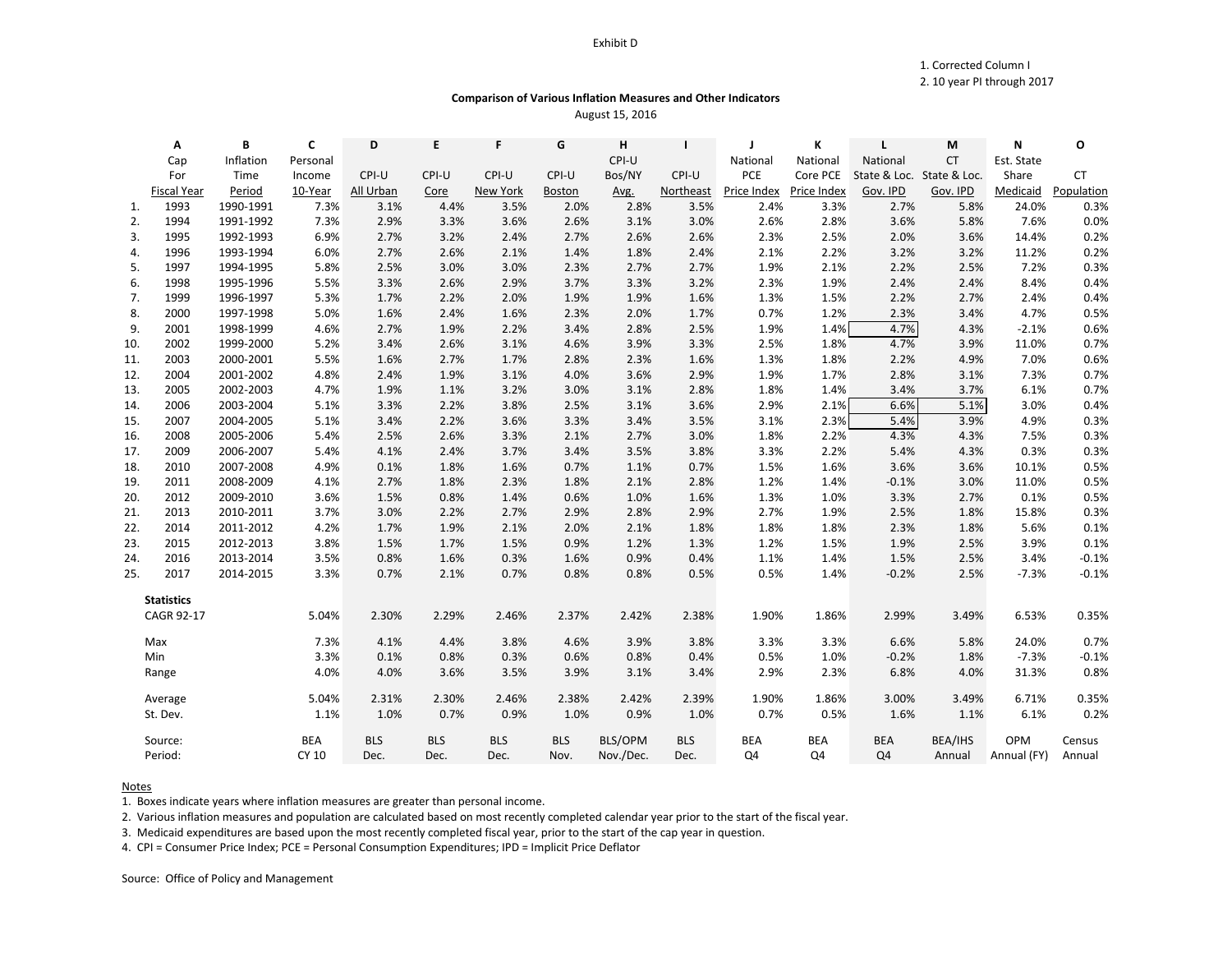Exhibit D

1. Corrected Column I
2. 10 year PI through 2017

**Comparison of Various Inflation Measures and Other Indicators**
August 15, 2016

| | A | B | C | D | E | F | G | H | I | J | K | L | M | N | O |
|---|---|---|---|---|---|---|---|---|---|---|---|---|---|---|---|
| | Cap For Fiscal Year | Inflation Time Period | Personal Income 10-Year | CPI-U All Urban | CPI-U Core | CPI-U New York | CPI-U Boston | CPI-U Bos/NY Avg. | CPI-U Northeast | National PCE Price Index | National Core PCE Price Index | National State & Loc. Gov. IPD | CT State & Loc. Gov. IPD | Est. State Share Medicaid | CT Population |
| 1. | 1993 | 1990-1991 | 7.3% | 3.1% | 4.4% | 3.5% | 2.0% | 2.8% | 3.5% | 2.4% | 3.3% | 2.7% | 5.8% | 24.0% | 0.3% |
| 2. | 1994 | 1991-1992 | 7.3% | 2.9% | 3.3% | 3.6% | 2.6% | 3.1% | 3.0% | 2.6% | 2.8% | 3.6% | 5.8% | 7.6% | 0.0% |
| 3. | 1995 | 1992-1993 | 6.9% | 2.7% | 3.2% | 2.4% | 2.7% | 2.6% | 2.6% | 2.3% | 2.5% | 2.0% | 3.6% | 14.4% | 0.2% |
| 4. | 1996 | 1993-1994 | 6.0% | 2.7% | 2.6% | 2.1% | 1.4% | 1.8% | 2.4% | 2.1% | 2.2% | 3.2% | 3.2% | 11.2% | 0.2% |
| 5. | 1997 | 1994-1995 | 5.8% | 2.5% | 3.0% | 3.0% | 2.3% | 2.7% | 2.7% | 1.9% | 2.1% | 2.2% | 2.5% | 7.2% | 0.3% |
| 6. | 1998 | 1995-1996 | 5.5% | 3.3% | 2.6% | 2.9% | 3.7% | 3.3% | 3.2% | 2.3% | 1.9% | 2.4% | 2.4% | 8.4% | 0.4% |
| 7. | 1999 | 1996-1997 | 5.3% | 1.7% | 2.2% | 2.0% | 1.9% | 1.9% | 1.6% | 1.3% | 1.5% | 2.2% | 2.7% | 2.4% | 0.4% |
| 8. | 2000 | 1997-1998 | 5.0% | 1.6% | 2.4% | 1.6% | 2.3% | 2.0% | 1.7% | 0.7% | 1.2% | 2.3% | 3.4% | 4.7% | 0.5% |
| 9. | 2001 | 1998-1999 | 4.6% | 2.7% | 1.9% | 2.2% | 3.4% | 2.8% | 2.5% | 1.9% | 1.4% | 4.7% | 4.3% | -2.1% | 0.6% |
| 10. | 2002 | 1999-2000 | 5.2% | 3.4% | 2.6% | 3.1% | 4.6% | 3.9% | 3.3% | 2.5% | 1.8% | 4.7% | 3.9% | 11.0% | 0.7% |
| 11. | 2003 | 2000-2001 | 5.5% | 1.6% | 2.7% | 1.7% | 2.8% | 2.3% | 1.6% | 1.3% | 1.8% | 2.2% | 4.9% | 7.0% | 0.6% |
| 12. | 2004 | 2001-2002 | 4.8% | 2.4% | 1.9% | 3.1% | 4.0% | 3.6% | 2.9% | 1.9% | 1.7% | 2.8% | 3.1% | 7.3% | 0.7% |
| 13. | 2005 | 2002-2003 | 4.7% | 1.9% | 1.1% | 3.2% | 3.0% | 3.1% | 2.8% | 1.8% | 1.4% | 3.4% | 3.7% | 6.1% | 0.7% |
| 14. | 2006 | 2003-2004 | 5.1% | 3.3% | 2.2% | 3.8% | 2.5% | 3.1% | 3.6% | 2.9% | 2.1% | 6.6% | 5.1% | 3.0% | 0.4% |
| 15. | 2007 | 2004-2005 | 5.1% | 3.4% | 2.2% | 3.6% | 3.3% | 3.4% | 3.5% | 3.1% | 2.3% | 5.4% | 3.9% | 4.9% | 0.3% |
| 16. | 2008 | 2005-2006 | 5.4% | 2.5% | 2.6% | 3.3% | 2.1% | 2.7% | 3.0% | 1.8% | 2.2% | 4.3% | 4.3% | 7.5% | 0.3% |
| 17. | 2009 | 2006-2007 | 5.4% | 4.1% | 2.4% | 3.7% | 3.4% | 3.5% | 3.8% | 3.3% | 2.2% | 5.4% | 4.3% | 0.3% | 0.3% |
| 18. | 2010 | 2007-2008 | 4.9% | 0.1% | 1.8% | 1.6% | 0.7% | 1.1% | 0.7% | 1.5% | 1.6% | 3.6% | 3.6% | 10.1% | 0.5% |
| 19. | 2011 | 2008-2009 | 4.1% | 2.7% | 1.8% | 2.3% | 1.8% | 2.1% | 2.8% | 1.2% | 1.4% | -0.1% | 3.0% | 11.0% | 0.5% |
| 20. | 2012 | 2009-2010 | 3.6% | 1.5% | 0.8% | 1.4% | 0.6% | 1.0% | 1.6% | 1.3% | 1.0% | 3.3% | 2.7% | 0.1% | 0.5% |
| 21. | 2013 | 2010-2011 | 3.7% | 3.0% | 2.2% | 2.7% | 2.9% | 2.8% | 2.9% | 2.7% | 1.9% | 2.5% | 1.8% | 15.8% | 0.3% |
| 22. | 2014 | 2011-2012 | 4.2% | 1.7% | 1.9% | 2.1% | 2.0% | 2.1% | 1.8% | 1.8% | 1.8% | 2.3% | 1.8% | 5.6% | 0.1% |
| 23. | 2015 | 2012-2013 | 3.8% | 1.5% | 1.7% | 1.5% | 0.9% | 1.2% | 1.3% | 1.2% | 1.5% | 1.9% | 2.5% | 3.9% | 0.1% |
| 24. | 2016 | 2013-2014 | 3.5% | 0.8% | 1.6% | 0.3% | 1.6% | 0.9% | 0.4% | 1.1% | 1.4% | 1.5% | 2.5% | 3.4% | -0.1% |
| 25. | 2017 | 2014-2015 | 3.3% | 0.7% | 2.1% | 0.7% | 0.8% | 0.8% | 0.5% | 0.5% | 1.4% | -0.2% | 2.5% | -7.3% | -0.1% |
| | **Statistics** | | | | | | | | | | | | | | |
| | CAGR 92-17 | | 5.04% | 2.30% | 2.29% | 2.46% | 2.37% | 2.42% | 2.38% | 1.90% | 1.86% | 2.99% | 3.49% | 6.53% | 0.35% |
| | Max | | 7.3% | 4.1% | 4.4% | 3.8% | 4.6% | 3.9% | 3.8% | 3.3% | 3.3% | 6.6% | 5.8% | 24.0% | 0.7% |
| | Min | | 3.3% | 0.1% | 0.8% | 0.3% | 0.6% | 0.8% | 0.4% | 0.5% | 1.0% | -0.2% | 1.8% | -7.3% | -0.1% |
| | Range | | 4.0% | 4.0% | 3.6% | 3.5% | 3.9% | 3.1% | 3.4% | 2.9% | 2.3% | 6.8% | 4.0% | 31.3% | 0.8% |
| | Average | | 5.04% | 2.31% | 2.30% | 2.46% | 2.38% | 2.42% | 2.39% | 1.90% | 1.86% | 3.00% | 3.49% | 6.71% | 0.35% |
| | St. Dev. | | 1.1% | 1.0% | 0.7% | 0.9% | 1.0% | 0.9% | 1.0% | 0.7% | 0.5% | 1.6% | 1.1% | 6.1% | 0.2% |
| | Source: | | BEA | BLS | BLS | BLS | BLS | BLS/OPM | BLS | BEA | BEA | BEA | BEA/IHS | OPM | Census |
| | Period: | | CY 10 | Dec. | Dec. | Dec. | Nov. | Nov./Dec. | Dec. | Q4 | Q4 | Q4 | Annual | Annual (FY) | Annual |

Notes
1. Boxes indicate years where inflation measures are greater than personal income.
2. Various inflation measures and population are calculated based on most recently completed calendar year prior to the start of the fiscal year.
3. Medicaid expenditures are based upon the most recently completed fiscal year, prior to the start of the cap year in question.
4. CPI = Consumer Price Index; PCE = Personal Consumption Expenditures; IPD = Implicit Price Deflator

Source: Office of Policy and Management